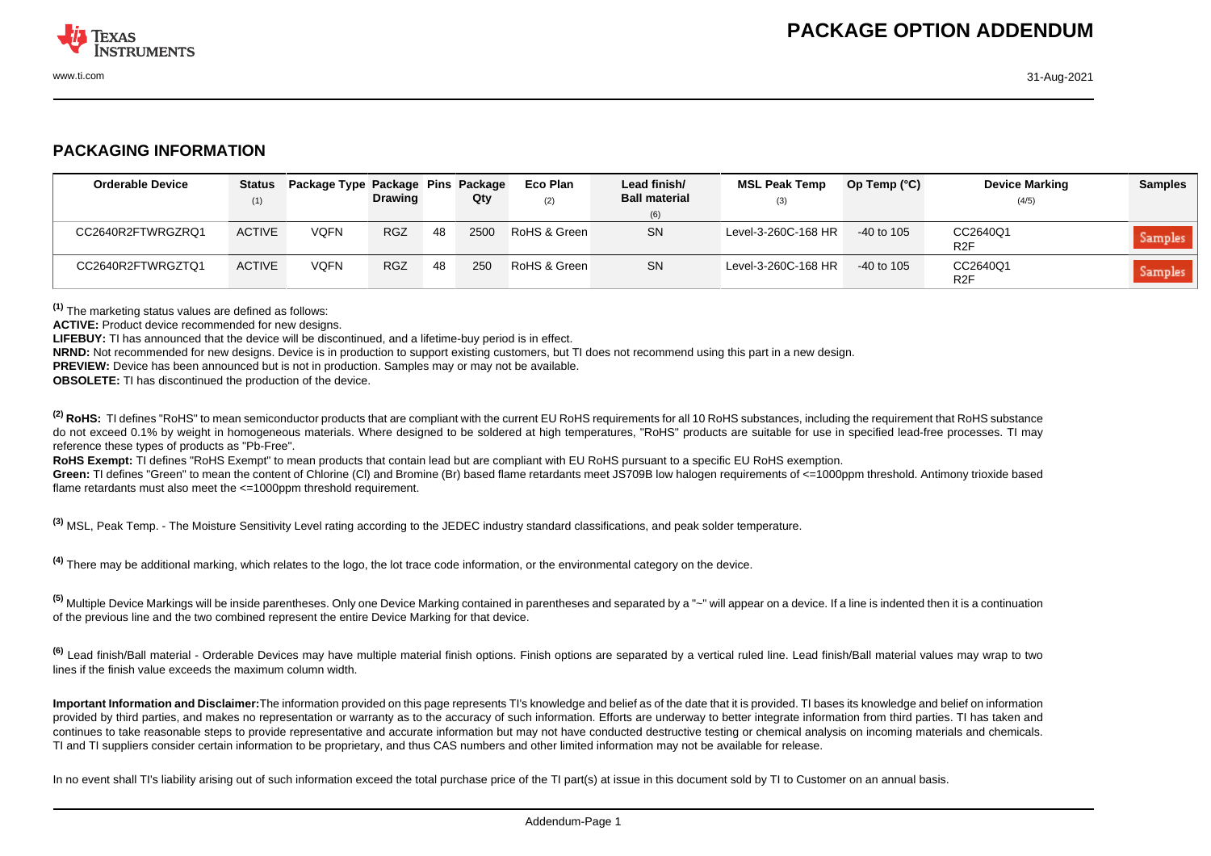## PACKAGING INFORMATION

| Orderable Device | Status (1) | Package Type | Package Drawing | Pins | Package Qty | Eco Plan (2) | Lead finish/ Ball material (6) | MSL Peak Temp (3) | Op Temp (°C) | Device Marking (4/5) | Samples |
|---|---|---|---|---|---|---|---|---|---|---|---|
| CC2640R2FTWRGZRQ1 | ACTIVE | VQFN | RGZ | 48 | 2500 | RoHS & Green | SN | Level-3-260C-168 HR | -40 to 105 | CC2640Q1 R2F | Samples |
| CC2640R2FTWRGZTQ1 | ACTIVE | VQFN | RGZ | 48 | 250 | RoHS & Green | SN | Level-3-260C-168 HR | -40 to 105 | CC2640Q1 R2F | Samples |

[(1)] The marketing status values are defined as follows:
**ACTIVE:** Product device recommended for new designs.
**LIFEBUY:** TI has announced that the device will be discontinued, and a lifetime-buy period is in effect.
**NRND:** Not recommended for new designs. Device is in production to support existing customers, but TI does not recommend using this part in a new design.
**PREVIEW:** Device has been announced but is not in production. Samples may or may not be available.
**OBSOLETE:** TI has discontinued the production of the device.

[(2)] **RoHS:** TI defines "RoHS" to mean semiconductor products that are compliant with the current EU RoHS requirements for all 10 RoHS substances, including the requirement that RoHS substance do not exceed 0.1% by weight in homogeneous materials. Where designed to be soldered at high temperatures, "RoHS" products are suitable for use in specified lead-free processes. TI may reference these types of products as "Pb-Free".
**RoHS Exempt:** TI defines "RoHS Exempt" to mean products that contain lead but are compliant with EU RoHS pursuant to a specific EU RoHS exemption.
**Green:** TI defines "Green" to mean the content of Chlorine (Cl) and Bromine (Br) based flame retardants meet JS709B low halogen requirements of <=1000ppm threshold. Antimony trioxide based flame retardants must also meet the <=1000ppm threshold requirement.

[(3)] MSL, Peak Temp. - The Moisture Sensitivity Level rating according to the JEDEC industry standard classifications, and peak solder temperature.

[(4)] There may be additional marking, which relates to the logo, the lot trace code information, or the environmental category on the device.

[(5)] Multiple Device Markings will be inside parentheses. Only one Device Marking contained in parentheses and separated by a "~" will appear on a device. If a line is indented then it is a continuation of the previous line and the two combined represent the entire Device Marking for that device.

[(6)] Lead finish/Ball material - Orderable Devices may have multiple material finish options. Finish options are separated by a vertical ruled line. Lead finish/Ball material values may wrap to two lines if the finish value exceeds the maximum column width.

**Important Information and Disclaimer:** The information provided on this page represents TI's knowledge and belief as of the date that it is provided. TI bases its knowledge and belief on information provided by third parties, and makes no representation or warranty as to the accuracy of such information. Efforts are underway to better integrate information from third parties. TI has taken and continues to take reasonable steps to provide representative and accurate information but may not have conducted destructive testing or chemical analysis on incoming materials and chemicals. TI and TI suppliers consider certain information to be proprietary, and thus CAS numbers and other limited information may not be available for release.

In no event shall TI's liability arising out of such information exceed the total purchase price of the TI part(s) at issue in this document sold by TI to Customer on an annual basis.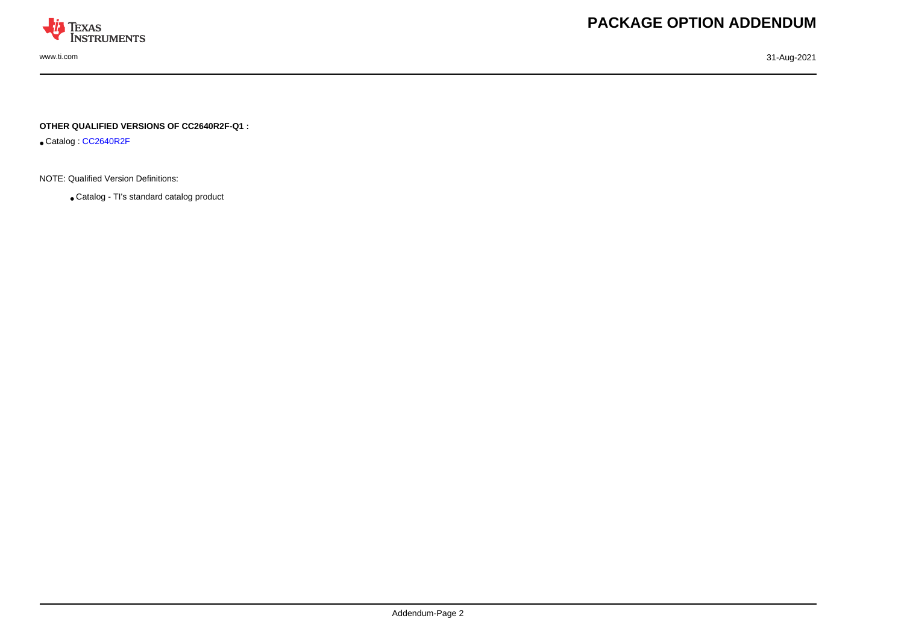**OTHER QUALIFIED VERSIONS OF CC2640R2F-Q1 :**

- Catalog : CC2640R2F

NOTE: Qualified Version Definitions:

- Catalog - TI's standard catalog product